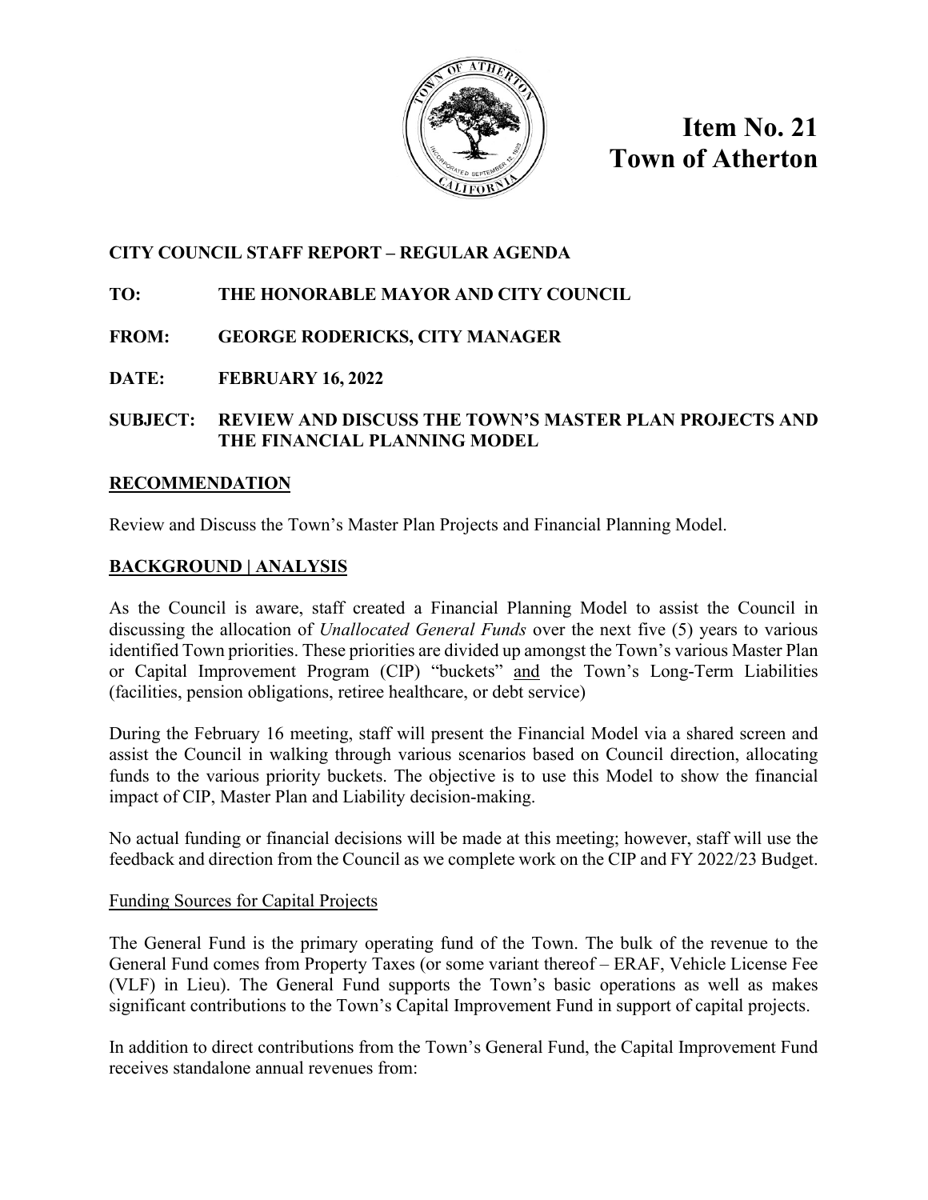# Item No. 21
# Town of Atherton

**CITY COUNCIL STAFF REPORT – REGULAR AGENDA**

**TO: THE HONORABLE MAYOR AND CITY COUNCIL**

**FROM: GEORGE RODERICKS, CITY MANAGER**

**DATE: FEBRUARY 16, 2022**

**SUBJECT: REVIEW AND DISCUSS THE TOWN'S MASTER PLAN PROJECTS AND THE FINANCIAL PLANNING MODEL**

## RECOMMENDATION

Review and Discuss the Town's Master Plan Projects and Financial Planning Model.

## BACKGROUND | ANALYSIS

As the Council is aware, staff created a Financial Planning Model to assist the Council in discussing the allocation of *Unallocated General Funds* over the next five (5) years to various identified Town priorities. These priorities are divided up amongst the Town's various Master Plan or Capital Improvement Program (CIP) "buckets" and the Town's Long-Term Liabilities (facilities, pension obligations, retiree healthcare, or debt service)

During the February 16 meeting, staff will present the Financial Model via a shared screen and assist the Council in walking through various scenarios based on Council direction, allocating funds to the various priority buckets. The objective is to use this Model to show the financial impact of CIP, Master Plan and Liability decision-making.

No actual funding or financial decisions will be made at this meeting; however, staff will use the feedback and direction from the Council as we complete work on the CIP and FY 2022/23 Budget.

### Funding Sources for Capital Projects

The General Fund is the primary operating fund of the Town. The bulk of the revenue to the General Fund comes from Property Taxes (or some variant thereof – ERAF, Vehicle License Fee (VLF) in Lieu). The General Fund supports the Town's basic operations as well as makes significant contributions to the Town's Capital Improvement Fund in support of capital projects.

In addition to direct contributions from the Town's General Fund, the Capital Improvement Fund receives standalone annual revenues from: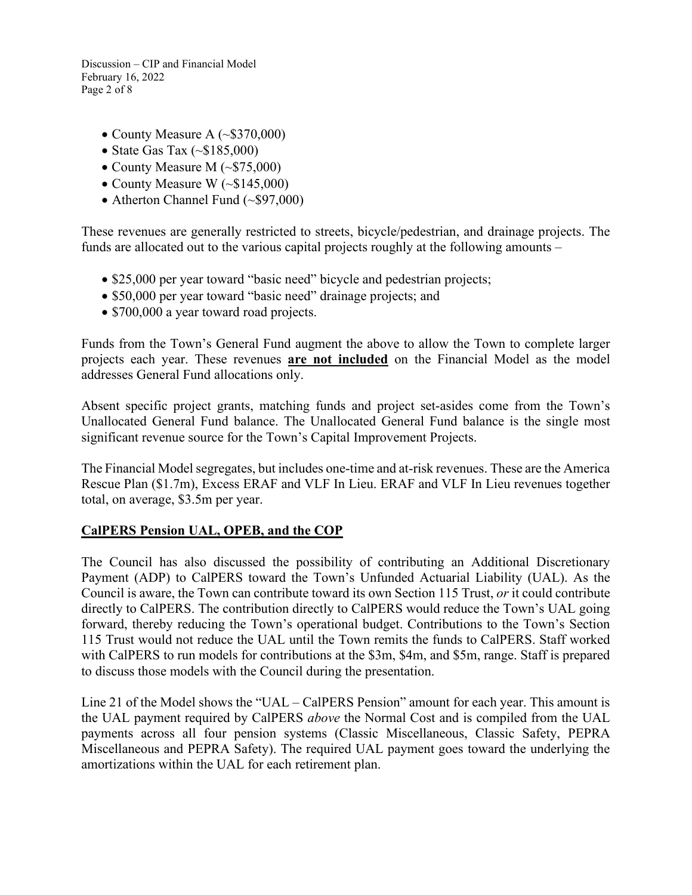- County Measure A (~$370,000)
- State Gas Tax (~$185,000)
- County Measure M (~$75,000)
- County Measure W (~$145,000)
- Atherton Channel Fund (~$97,000)

These revenues are generally restricted to streets, bicycle/pedestrian, and drainage projects. The funds are allocated out to the various capital projects roughly at the following amounts –

- $25,000 per year toward "basic need" bicycle and pedestrian projects;
- $50,000 per year toward "basic need" drainage projects; and
- $700,000 a year toward road projects.

Funds from the Town's General Fund augment the above to allow the Town to complete larger projects each year. These revenues **are not included** on the Financial Model as the model addresses General Fund allocations only.

Absent specific project grants, matching funds and project set-asides come from the Town's Unallocated General Fund balance. The Unallocated General Fund balance is the single most significant revenue source for the Town's Capital Improvement Projects.

The Financial Model segregates, but includes one-time and at-risk revenues. These are the America Rescue Plan ($1.7m), Excess ERAF and VLF In Lieu. ERAF and VLF In Lieu revenues together total, on average, $3.5m per year.

## CalPERS Pension UAL, OPEB, and the COP

The Council has also discussed the possibility of contributing an Additional Discretionary Payment (ADP) to CalPERS toward the Town's Unfunded Actuarial Liability (UAL). As the Council is aware, the Town can contribute toward its own Section 115 Trust, *or* it could contribute directly to CalPERS. The contribution directly to CalPERS would reduce the Town's UAL going forward, thereby reducing the Town's operational budget. Contributions to the Town's Section 115 Trust would not reduce the UAL until the Town remits the funds to CalPERS. Staff worked with CalPERS to run models for contributions at the $3m, $4m, and $5m, range. Staff is prepared to discuss those models with the Council during the presentation.

Line 21 of the Model shows the "UAL – CalPERS Pension" amount for each year. This amount is the UAL payment required by CalPERS *above* the Normal Cost and is compiled from the UAL payments across all four pension systems (Classic Miscellaneous, Classic Safety, PEPRA Miscellaneous and PEPRA Safety). The required UAL payment goes toward the underlying the amortizations within the UAL for each retirement plan.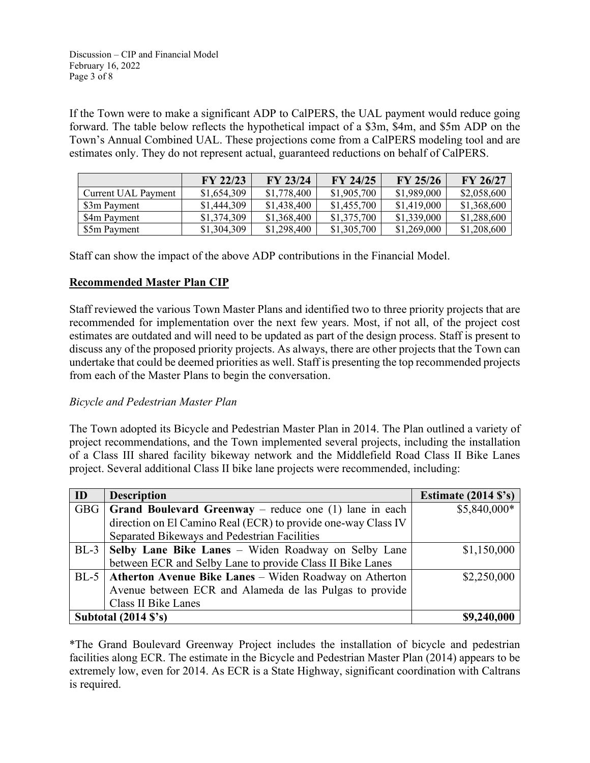If the Town were to make a significant ADP to CalPERS, the UAL payment would reduce going forward. The table below reflects the hypothetical impact of a $3m, $4m, and $5m ADP on the Town's Annual Combined UAL. These projections come from a CalPERS modeling tool and are estimates only. They do not represent actual, guaranteed reductions on behalf of CalPERS.

| | FY 22/23 | FY 23/24 | FY 24/25 | FY 25/26 | FY 26/27 |
|---|---|---|---|---|---|
| Current UAL Payment | $1,654,309 | $1,778,400 | $1,905,700 | $1,989,000 | $2,058,600 |
| $3m Payment | $1,444,309 | $1,438,400 | $1,455,700 | $1,419,000 | $1,368,600 |
| $4m Payment | $1,374,309 | $1,368,400 | $1,375,700 | $1,339,000 | $1,288,600 |
| $5m Payment | $1,304,309 | $1,298,400 | $1,305,700 | $1,269,000 | $1,208,600 |

Staff can show the impact of the above ADP contributions in the Financial Model.

## Recommended Master Plan CIP

Staff reviewed the various Town Master Plans and identified two to three priority projects that are recommended for implementation over the next few years. Most, if not all, of the project cost estimates are outdated and will need to be updated as part of the design process. Staff is present to discuss any of the proposed priority projects. As always, there are other projects that the Town can undertake that could be deemed priorities as well. Staff is presenting the top recommended projects from each of the Master Plans to begin the conversation.

### *Bicycle and Pedestrian Master Plan*

The Town adopted its Bicycle and Pedestrian Master Plan in 2014. The Plan outlined a variety of project recommendations, and the Town implemented several projects, including the installation of a Class III shared facility bikeway network and the Middlefield Road Class II Bike Lanes project. Several additional Class II bike lane projects were recommended, including:

| ID | Description | Estimate (2014 $'s) |
|---|---|---|
| GBG | **Grand Boulevard Greenway** – reduce one (1) lane in each direction on El Camino Real (ECR) to provide one-way Class IV Separated Bikeways and Pedestrian Facilities | $5,840,000* |
| BL-3 | **Selby Lane Bike Lanes** – Widen Roadway on Selby Lane between ECR and Selby Lane to provide Class II Bike Lanes | $1,150,000 |
| BL-5 | **Atherton Avenue Bike Lanes** – Widen Roadway on Atherton Avenue between ECR and Alameda de las Pulgas to provide Class II Bike Lanes | $2,250,000 |
| **Subtotal (2014 $'s)** | | **$9,240,000** |

*The Grand Boulevard Greenway Project includes the installation of bicycle and pedestrian facilities along ECR. The estimate in the Bicycle and Pedestrian Master Plan (2014) appears to be extremely low, even for 2014. As ECR is a State Highway, significant coordination with Caltrans is required.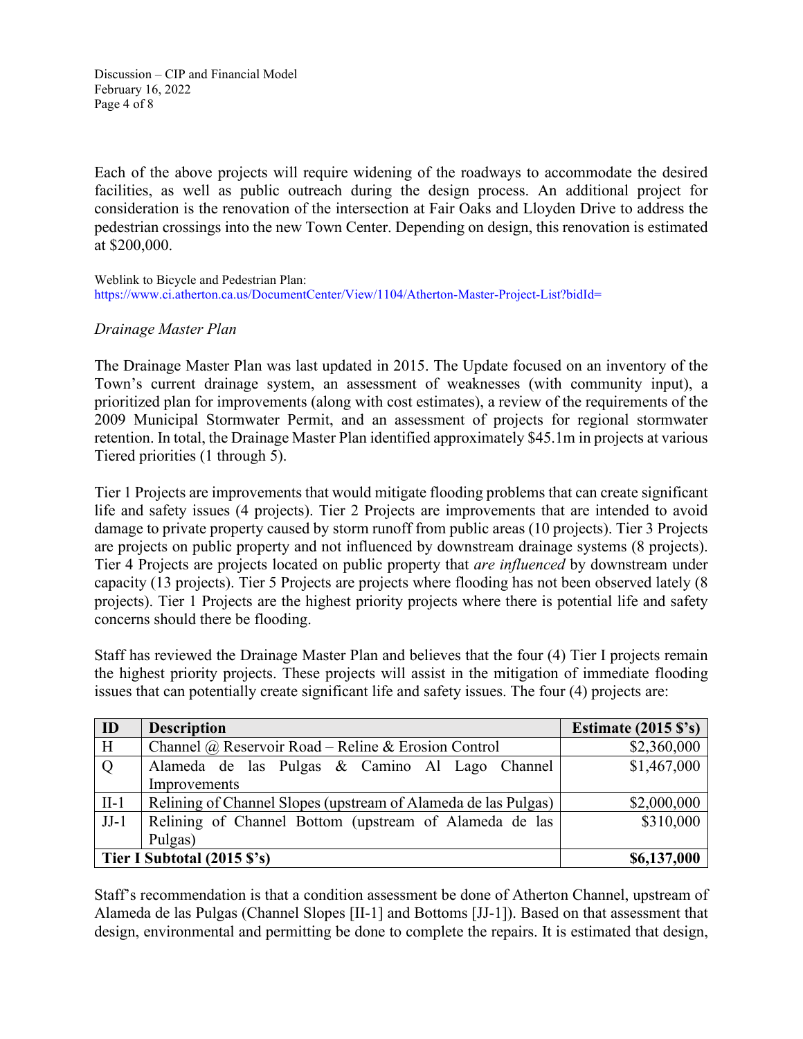Each of the above projects will require widening of the roadways to accommodate the desired facilities, as well as public outreach during the design process. An additional project for consideration is the renovation of the intersection at Fair Oaks and Lloyden Drive to address the pedestrian crossings into the new Town Center. Depending on design, this renovation is estimated at $200,000.

Weblink to Bicycle and Pedestrian Plan:
https://www.ci.atherton.ca.us/DocumentCenter/View/1104/Atherton-Master-Project-List?bidId=

*Drainage Master Plan*

The Drainage Master Plan was last updated in 2015. The Update focused on an inventory of the Town's current drainage system, an assessment of weaknesses (with community input), a prioritized plan for improvements (along with cost estimates), a review of the requirements of the 2009 Municipal Stormwater Permit, and an assessment of projects for regional stormwater retention. In total, the Drainage Master Plan identified approximately $45.1m in projects at various Tiered priorities (1 through 5).

Tier 1 Projects are improvements that would mitigate flooding problems that can create significant life and safety issues (4 projects). Tier 2 Projects are improvements that are intended to avoid damage to private property caused by storm runoff from public areas (10 projects). Tier 3 Projects are projects on public property and not influenced by downstream drainage systems (8 projects). Tier 4 Projects are projects located on public property that *are influenced* by downstream under capacity (13 projects). Tier 5 Projects are projects where flooding has not been observed lately (8 projects). Tier 1 Projects are the highest priority projects where there is potential life and safety concerns should there be flooding.

Staff has reviewed the Drainage Master Plan and believes that the four (4) Tier I projects remain the highest priority projects. These projects will assist in the mitigation of immediate flooding issues that can potentially create significant life and safety issues. The four (4) projects are:

| ID | Description | Estimate (2015 $'s) |
|---|---|---|
| H | Channel @ Reservoir Road – Reline & Erosion Control | $2,360,000 |
| Q | Alameda de las Pulgas & Camino Al Lago Channel Improvements | $1,467,000 |
| II-1 | Relining of Channel Slopes (upstream of Alameda de las Pulgas) | $2,000,000 |
| JJ-1 | Relining of Channel Bottom (upstream of Alameda de las Pulgas) | $310,000 |
| **Tier I Subtotal (2015 $'s)** | | **$6,137,000** |

Staff's recommendation is that a condition assessment be done of Atherton Channel, upstream of Alameda de las Pulgas (Channel Slopes [II-1] and Bottoms [JJ-1]). Based on that assessment that design, environmental and permitting be done to complete the repairs. It is estimated that design,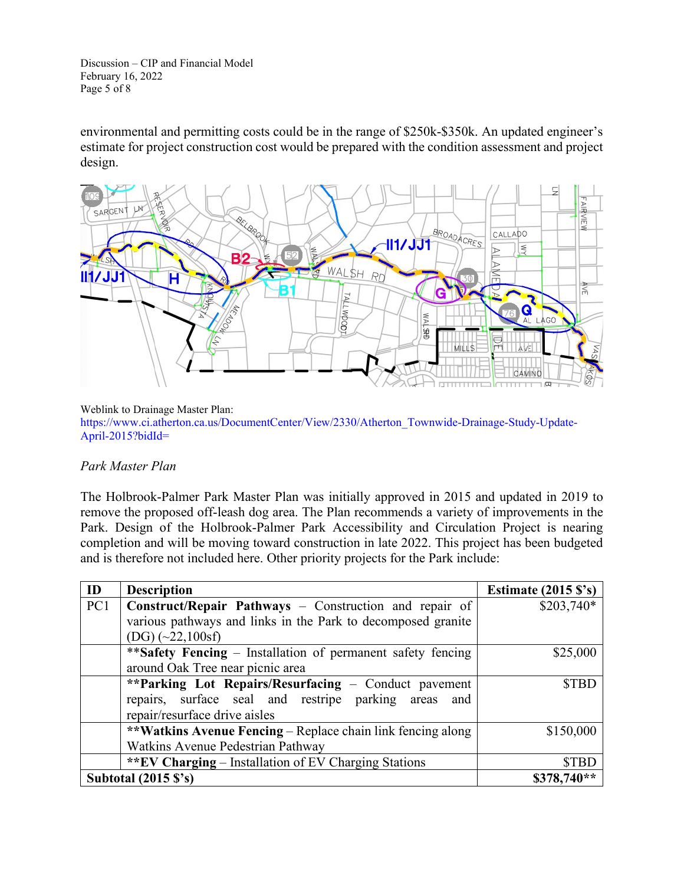environmental and permitting costs could be in the range of $250k-$350k. An updated engineer's estimate for project construction cost would be prepared with the condition assessment and project design.

Weblink to Drainage Master Plan:
https://www.ci.atherton.ca.us/DocumentCenter/View/2330/Atherton_Townwide-Drainage-Study-Update-April-2015?bidId=

*Park Master Plan*

The Holbrook-Palmer Park Master Plan was initially approved in 2015 and updated in 2019 to remove the proposed off-leash dog area. The Plan recommends a variety of improvements in the Park. Design of the Holbrook-Palmer Park Accessibility and Circulation Project is nearing completion and will be moving toward construction in late 2022. This project has been budgeted and is therefore not included here. Other priority projects for the Park include:

| ID | Description | Estimate (2015 $'s) |
|---|---|---|
| PC1 | **Construct/Repair Pathways** – Construction and repair of various pathways and links in the Park to decomposed granite (DG) (~22,100sf) | $203,740* |
| | **Safety Fencing** – Installation of permanent safety fencing around Oak Tree near picnic area | $25,000 |
| | **Parking Lot Repairs/Resurfacing** – Conduct pavement repairs, surface seal and restripe parking areas and repair/resurface drive aisles | $TBD |
| | **Watkins Avenue Fencing** – Replace chain link fencing along Watkins Avenue Pedestrian Pathway | $150,000 |
| | **EV Charging** – Installation of EV Charging Stations | $TBD |
| **Subtotal (2015 $'s)** | | **$378,740** |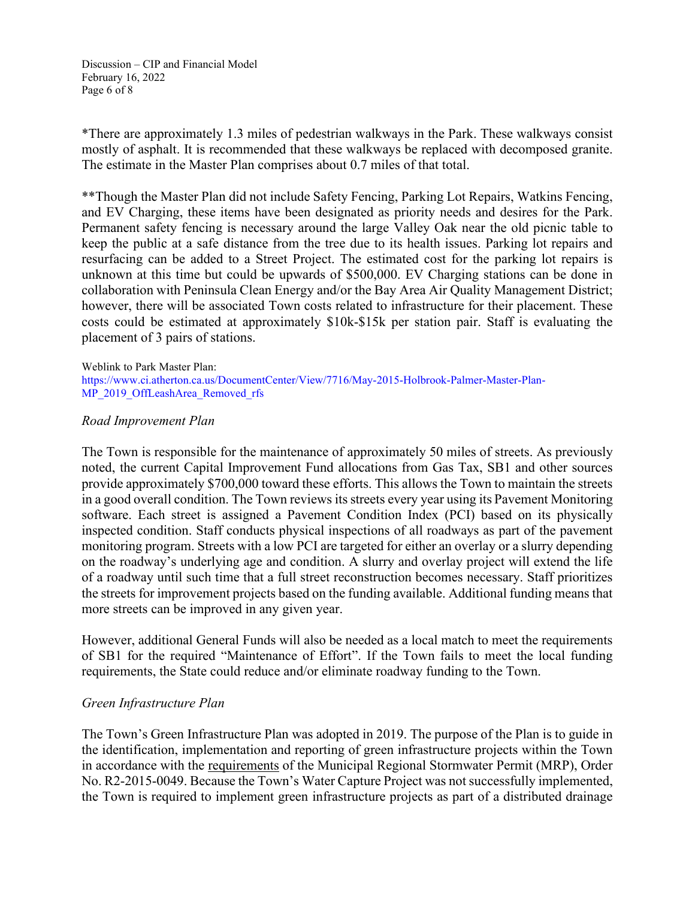*There are approximately 1.3 miles of pedestrian walkways in the Park. These walkways consist mostly of asphalt. It is recommended that these walkways be replaced with decomposed granite. The estimate in the Master Plan comprises about 0.7 miles of that total.

**Though the Master Plan did not include Safety Fencing, Parking Lot Repairs, Watkins Fencing, and EV Charging, these items have been designated as priority needs and desires for the Park. Permanent safety fencing is necessary around the large Valley Oak near the old picnic table to keep the public at a safe distance from the tree due to its health issues. Parking lot repairs and resurfacing can be added to a Street Project. The estimated cost for the parking lot repairs is unknown at this time but could be upwards of $500,000. EV Charging stations can be done in collaboration with Peninsula Clean Energy and/or the Bay Area Air Quality Management District; however, there will be associated Town costs related to infrastructure for their placement. These costs could be estimated at approximately $10k-$15k per station pair. Staff is evaluating the placement of 3 pairs of stations.

Weblink to Park Master Plan:
https://www.ci.atherton.ca.us/DocumentCenter/View/7716/May-2015-Holbrook-Palmer-Master-Plan-MP_2019_OffLeashArea_Removed_rfs

*Road Improvement Plan*

The Town is responsible for the maintenance of approximately 50 miles of streets. As previously noted, the current Capital Improvement Fund allocations from Gas Tax, SB1 and other sources provide approximately $700,000 toward these efforts. This allows the Town to maintain the streets in a good overall condition. The Town reviews its streets every year using its Pavement Monitoring software. Each street is assigned a Pavement Condition Index (PCI) based on its physically inspected condition. Staff conducts physical inspections of all roadways as part of the pavement monitoring program. Streets with a low PCI are targeted for either an overlay or a slurry depending on the roadway's underlying age and condition. A slurry and overlay project will extend the life of a roadway until such time that a full street reconstruction becomes necessary. Staff prioritizes the streets for improvement projects based on the funding available. Additional funding means that more streets can be improved in any given year.

However, additional General Funds will also be needed as a local match to meet the requirements of SB1 for the required "Maintenance of Effort". If the Town fails to meet the local funding requirements, the State could reduce and/or eliminate roadway funding to the Town.

*Green Infrastructure Plan*

The Town's Green Infrastructure Plan was adopted in 2019. The purpose of the Plan is to guide in the identification, implementation and reporting of green infrastructure projects within the Town in accordance with the requirements of the Municipal Regional Stormwater Permit (MRP), Order No. R2-2015-0049. Because the Town's Water Capture Project was not successfully implemented, the Town is required to implement green infrastructure projects as part of a distributed drainage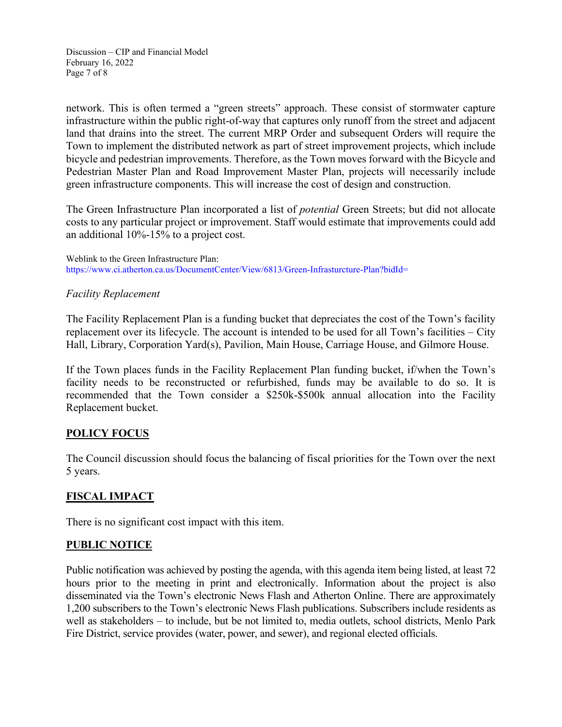network. This is often termed a "green streets" approach. These consist of stormwater capture infrastructure within the public right-of-way that captures only runoff from the street and adjacent land that drains into the street. The current MRP Order and subsequent Orders will require the Town to implement the distributed network as part of street improvement projects, which include bicycle and pedestrian improvements. Therefore, as the Town moves forward with the Bicycle and Pedestrian Master Plan and Road Improvement Master Plan, projects will necessarily include green infrastructure components. This will increase the cost of design and construction.

The Green Infrastructure Plan incorporated a list of *potential* Green Streets; but did not allocate costs to any particular project or improvement. Staff would estimate that improvements could add an additional 10%-15% to a project cost.

Weblink to the Green Infrastructure Plan:
https://www.ci.atherton.ca.us/DocumentCenter/View/6813/Green-Infrasturcture-Plan?bidId=

*Facility Replacement*

The Facility Replacement Plan is a funding bucket that depreciates the cost of the Town's facility replacement over its lifecycle. The account is intended to be used for all Town's facilities – City Hall, Library, Corporation Yard(s), Pavilion, Main House, Carriage House, and Gilmore House.

If the Town places funds in the Facility Replacement Plan funding bucket, if/when the Town's facility needs to be reconstructed or refurbished, funds may be available to do so. It is recommended that the Town consider a $250k-$500k annual allocation into the Facility Replacement bucket.

## POLICY FOCUS

The Council discussion should focus the balancing of fiscal priorities for the Town over the next 5 years.

## FISCAL IMPACT

There is no significant cost impact with this item.

## PUBLIC NOTICE

Public notification was achieved by posting the agenda, with this agenda item being listed, at least 72 hours prior to the meeting in print and electronically. Information about the project is also disseminated via the Town's electronic News Flash and Atherton Online. There are approximately 1,200 subscribers to the Town's electronic News Flash publications. Subscribers include residents as well as stakeholders – to include, but be not limited to, media outlets, school districts, Menlo Park Fire District, service provides (water, power, and sewer), and regional elected officials.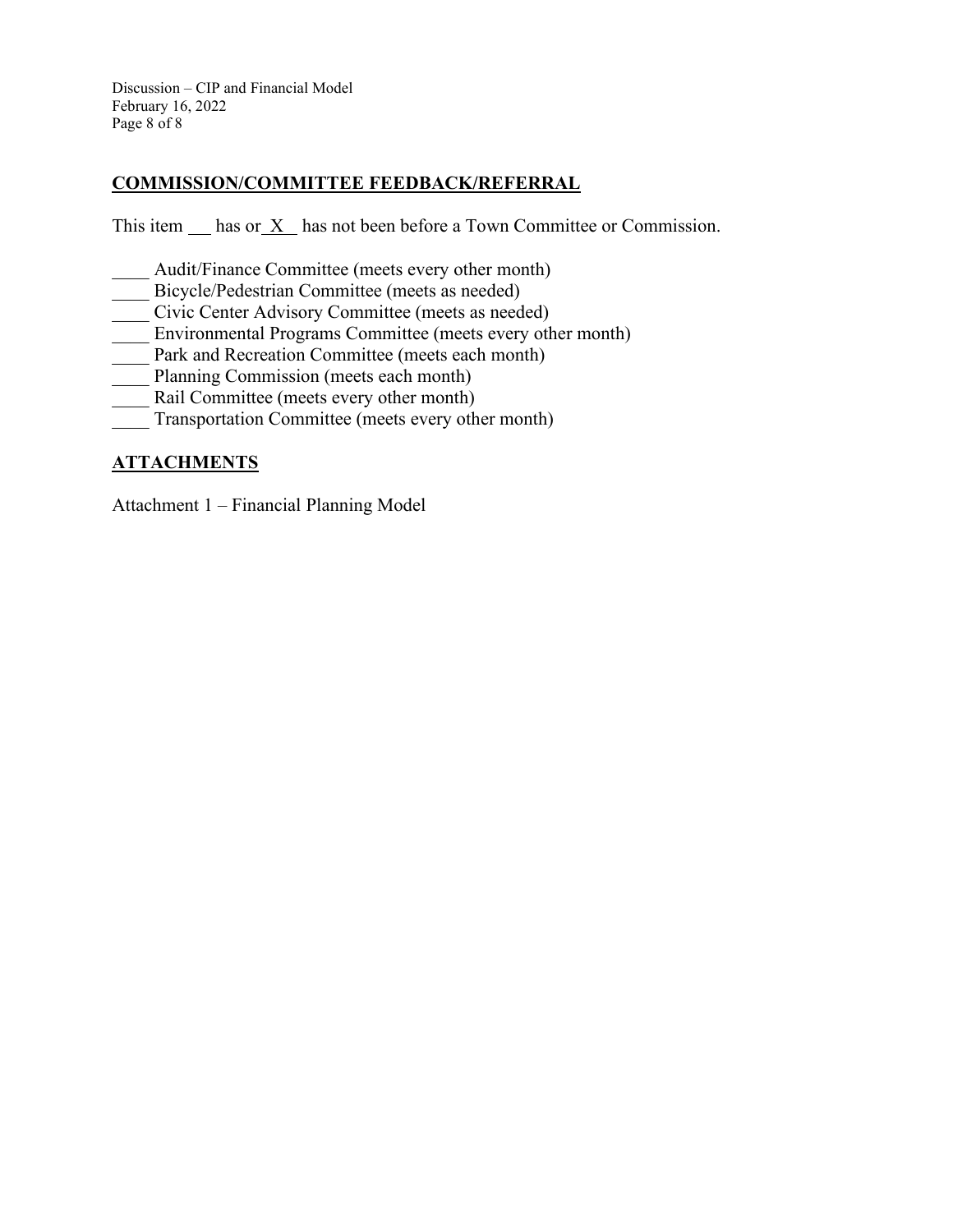## COMMISSION/COMMITTEE FEEDBACK/REFERRAL

This item \_\_ has or \_X\_ has not been before a Town Committee or Commission.

\_\_\_\_ Audit/Finance Committee (meets every other month)
\_\_\_\_ Bicycle/Pedestrian Committee (meets as needed)
\_\_\_\_ Civic Center Advisory Committee (meets as needed)
\_\_\_\_ Environmental Programs Committee (meets every other month)
\_\_\_\_ Park and Recreation Committee (meets each month)
\_\_\_\_ Planning Commission (meets each month)
\_\_\_\_ Rail Committee (meets every other month)
\_\_\_\_ Transportation Committee (meets every other month)

## ATTACHMENTS

Attachment 1 – Financial Planning Model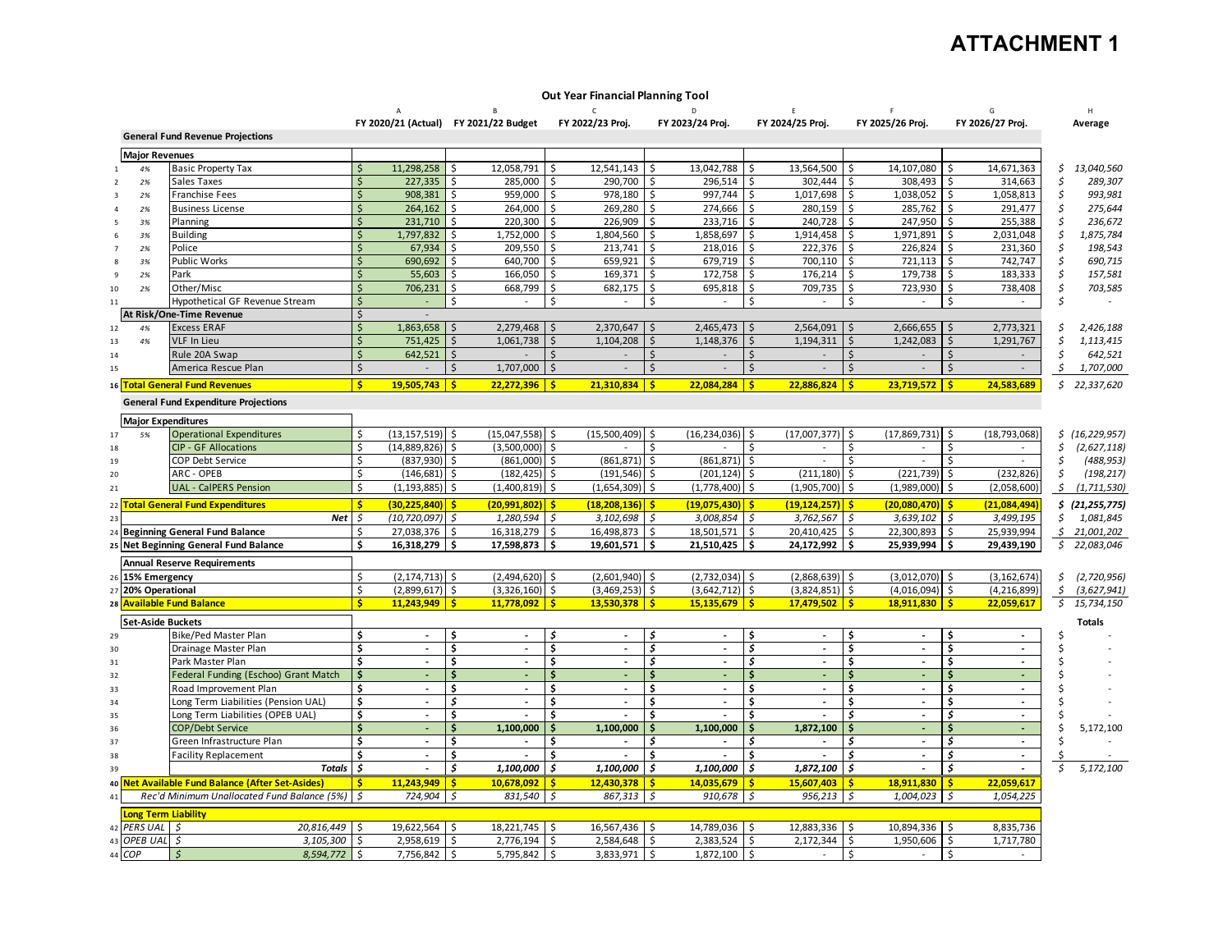# ATTACHMENT 1

**Out Year Financial Planning Tool**

| # | % | | A FY 2020/21 (Actual) | B FY 2021/22 Budget | C FY 2022/23 Proj. | D FY 2023/24 Proj. | E FY 2024/25 Proj. | F FY 2025/26 Proj. | G FY 2026/27 Proj. | H Average |
|---|---|---|---|---|---|---|---|---|---|---|
| | | **General Fund Revenue Projections** | | | | | | | | |
| | | **Major Revenues** | | | | | | | | |
| 1 | 4% | Basic Property Tax | $ 11,298,258 | $ 12,058,791 | $ 12,541,143 | $ 13,042,788 | $ 13,564,500 | $ 14,107,080 | $ 14,671,363 | *$ 13,040,560* |
| 2 | 2% | Sales Taxes | $ 227,335 | $ 285,000 | $ 290,700 | $ 296,514 | $ 302,444 | $ 308,493 | $ 314,663 | *$ 289,307* |
| 3 | 2% | Franchise Fees | $ 908,381 | $ 959,000 | $ 978,180 | $ 997,744 | $ 1,017,698 | $ 1,038,052 | $ 1,058,813 | *$ 993,981* |
| 4 | 2% | Business License | $ 264,162 | $ 264,000 | $ 269,280 | $ 274,666 | $ 280,159 | $ 285,762 | $ 291,477 | *$ 275,644* |
| 5 | 3% | Planning | $ 231,710 | $ 220,300 | $ 226,909 | $ 233,716 | $ 240,728 | $ 247,950 | $ 255,388 | *$ 236,672* |
| 6 | 3% | Building | $ 1,797,832 | $ 1,752,000 | $ 1,804,560 | $ 1,858,697 | $ 1,914,458 | $ 1,971,891 | $ 2,031,048 | *$ 1,875,784* |
| 7 | 2% | Police | $ 67,934 | $ 209,550 | $ 213,741 | $ 218,016 | $ 222,376 | $ 226,824 | $ 231,360 | *$ 198,543* |
| 8 | 3% | Public Works | $ 690,692 | $ 640,700 | $ 659,921 | $ 679,719 | $ 700,110 | $ 721,113 | $ 742,747 | *$ 690,715* |
| 9 | 2% | Park | $ 55,603 | $ 166,050 | $ 169,371 | $ 172,758 | $ 176,214 | $ 179,738 | $ 183,333 | *$ 157,581* |
| 10 | 2% | Other/Misc | $ 706,231 | $ 668,799 | $ 682,175 | $ 695,818 | $ 709,735 | $ 723,930 | $ 738,408 | *$ 703,585* |
| 11 | | Hypothetical GF Revenue Stream | $ - | $ - | $ - | $ - | $ - | $ - | $ - | *$ -* |
| | | **At Risk/One-Time Revenue** | $ - | | | | | | | |
| 12 | 4% | Excess ERAF | $ 1,863,658 | $ 2,279,468 | $ 2,370,647 | $ 2,465,473 | $ 2,564,091 | $ 2,666,655 | $ 2,773,321 | *$ 2,426,188* |
| 13 | 4% | VLF In Lieu | $ 751,425 | $ 1,061,738 | $ 1,104,208 | $ 1,148,376 | $ 1,194,311 | $ 1,242,083 | $ 1,291,767 | *$ 1,113,415* |
| 14 | | Rule 20A Swap | $ 642,521 | $ - | $ - | $ - | $ - | $ - | $ - | *$ 642,521* |
| 15 | | America Rescue Plan | $ - | $ 1,707,000 | $ - | $ - | $ - | $ - | $ - | *$ 1,707,000* |
| 16 | | **Total General Fund Revenues** | **$ 19,505,743** | **$ 22,272,396** | **$ 21,310,834** | **$ 22,084,284** | **$ 22,886,824** | **$ 23,719,572** | **$ 24,583,689** | *$ 22,337,620* |
| | | **General Fund Expenditure Projections** | | | | | | | | |
| | | **Major Expenditures** | | | | | | | | |
| 17 | 5% | Operational Expenditures | $ (13,157,519) | $ (15,047,558) | $ (15,500,409) | $ (16,234,036) | $ (17,007,377) | $ (17,869,731) | $ (18,793,068) | *$ (16,229,957)* |
| 18 | | CIP - GF Allocations | $ (14,889,826) | $ (3,500,000) | $ - | $ - | $ - | $ - | $ - | *$ (2,627,118)* |
| 19 | | COP Debt Service | $ (837,930) | $ (861,000) | $ (861,871) | $ (861,871) | $ - | $ - | $ - | *$ (488,953)* |
| 20 | | ARC - OPEB | $ (146,681) | $ (182,425) | $ (191,546) | $ (201,124) | $ (211,180) | $ (221,739) | $ (232,826) | *$ (198,217)* |
| 21 | | UAL - CalPERS Pension | $ (1,193,885) | $ (1,400,819) | $ (1,654,309) | $ (1,778,400) | $ (1,905,700) | $ (1,989,000) | $ (2,058,600) | *$ (1,711,530)* |
| 22 | | **Total General Fund Expenditures** | **$ (30,225,840)** | **$ (20,991,802)** | **$ (18,208,136)** | **$ (19,075,430)** | **$ (19,124,257)** | **$ (20,080,470)** | **$ (21,084,494)** | ***$ (21,255,775)*** |
| 23 | | ***Net*** | *$ (10,720,097)* | *$ 1,280,594* | *$ 3,102,698* | *$ 3,008,854* | *$ 3,762,567* | *$ 3,639,102* | *$ 3,499,195* | *$ 1,081,845* |
| 24 | | **Beginning General Fund Balance** | $ 27,038,376 | $ 16,318,279 | $ 16,498,873 | $ 18,501,571 | $ 20,410,425 | $ 22,300,893 | $ 25,939,994 | *$ 21,001,202* |
| 25 | | **Net Beginning General Fund Balance** | **$ 16,318,279** | **$ 17,598,873** | **$ 19,601,571** | **$ 21,510,425** | **$ 24,172,992** | **$ 25,939,994** | **$ 29,439,190** | *$ 22,083,046* |
| | | **Annual Reserve Requirements** | | | | | | | | |
| 26 | | **15% Emergency** | $ (2,174,713) | $ (2,494,620) | $ (2,601,940) | $ (2,732,034) | $ (2,868,639) | $ (3,012,070) | $ (3,162,674) | *$ (2,720,956)* |
| 27 | | **20% Operational** | $ (2,899,617) | $ (3,326,160) | $ (3,469,253) | $ (3,642,712) | $ (3,824,851) | $ (4,016,094) | $ (4,216,899) | *$ (3,627,941)* |
| 28 | | **Available Fund Balance** | **$ 11,243,949** | **$ 11,778,092** | **$ 13,530,378** | **$ 15,135,679** | **$ 17,479,502** | **$ 18,911,830** | **$ 22,059,617** | *$ 15,734,150* |
| | | **Set-Aside Buckets** | | | | | | | | **Totals** |
| 29 | | Bike/Ped Master Plan | $ - | $ - | $ - | $ - | $ - | $ - | $ - | $ - |
| 30 | | Drainage Master Plan | $ - | $ - | $ - | $ - | $ - | $ - | $ - | $ - |
| 31 | | Park Master Plan | $ - | $ - | $ - | $ - | $ - | $ - | $ - | $ - |
| 32 | | Federal Funding (Eschoo) Grant Match | $ - | $ - | $ - | $ - | $ - | $ - | $ - | $ - |
| 33 | | Road Improvement Plan | $ - | $ - | $ - | $ - | $ - | $ - | $ - | $ - |
| 34 | | Long Term Liabilities (Pension UAL) | $ - | $ - | $ - | $ - | $ - | $ - | $ - | $ - |
| 35 | | Long Term Liabilities (OPEB UAL) | $ - | $ - | $ - | $ - | $ - | $ - | $ - | $ - |
| 36 | | COP/Debt Service | $ - | $ 1,100,000 | $ 1,100,000 | $ 1,100,000 | $ 1,872,100 | $ - | $ - | $ 5,172,100 |
| 37 | | Green Infrastructure Plan | $ - | $ - | $ - | $ - | $ - | $ - | $ - | $ - |
| 38 | | Facility Replacement | $ - | $ - | $ - | $ - | $ - | $ - | $ - | $ - |
| 39 | | ***Totals*** | *$ -* | *$ 1,100,000* | *$ 1,100,000* | *$ 1,100,000* | *$ 1,872,100* | *$ -* | *$ -* | *$ 5,172,100* |
| 40 | | **Net Available Fund Balance (After Set-Asides)** | **$ 11,243,949** | **$ 10,678,092** | **$ 12,430,378** | **$ 14,035,679** | **$ 15,607,403** | **$ 18,911,830** | **$ 22,059,617** | |
| 41 | | *Rec'd Minimum Unallocated Fund Balance (5%)* | *$ 724,904* | *$ 831,540* | *$ 867,313* | *$ 910,678* | *$ 956,213* | *$ 1,004,023* | *$ 1,054,225* | |
| | | **Long Term Liability** | | | | | | | | |
| 42 | *PERS UAL* | *$ 20,816,449* | $ 19,622,564 | $ 18,221,745 | $ 16,567,436 | $ 14,789,036 | $ 12,883,336 | $ 10,894,336 | $ 8,835,736 | |
| 43 | *OPEB UAL* | *$ 3,105,300* | $ 2,958,619 | $ 2,776,194 | $ 2,584,648 | $ 2,383,524 | $ 2,172,344 | $ 1,950,606 | $ 1,717,780 | |
| 44 | *COP* | *$ 8,594,772* | $ 7,756,842 | $ 5,795,842 | $ 3,833,971 | $ 1,872,100 | $ - | $ - | $ - | |